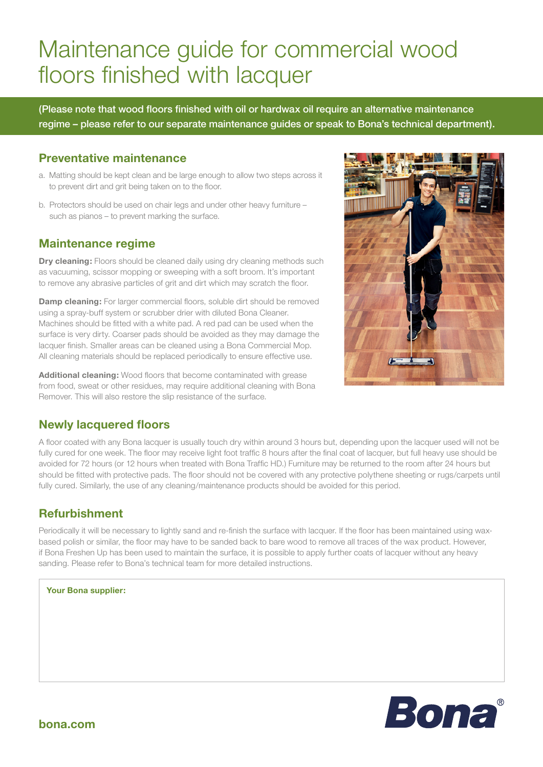# Maintenance guide for commercial wood floors finished with lacquer

**(Please note that wood floors finished with oil or hardwax oil require an alternative maintenance regime – please refer to our separate maintenance guides or speak to Bona's technical department).**

## Preventative maintenance

a. Matting should be kept clean and be large enough to allow two steps across it to prevent dirt and grit being taken on to the floor.

b. Protectors should be used on chair legs and under other heavy furniture – such as pianos – to prevent marking the surface.

## Maintenance regime

**Dry cleaning:** Floors should be cleaned daily using dry cleaning methods such as vacuuming, scissor mopping or sweeping with a soft broom. It's important to remove any abrasive particles of grit and dirt which may scratch the floor.

**Damp cleaning:** For larger commercial floors, soluble dirt should be removed using a spray-buff system or scrubber drier with diluted Bona Cleaner. Machines should be fitted with a white pad. A red pad can be used when the surface is very dirty. Coarser pads should be avoided as they may damage the lacquer finish. Smaller areas can be cleaned using a Bona Commercial Mop. All cleaning materials should be replaced periodically to ensure effective use.

**Additional cleaning:** Wood floors that become contaminated with grease from food, sweat or other residues, may require additional cleaning with Bona Remover. This will also restore the slip resistance of the surface.

## Newly lacquered floors

A floor coated with any Bona lacquer is usually touch dry within around 3 hours but, depending upon the lacquer used will not be fully cured for one week. The floor may receive light foot traffic 8 hours after the final coat of lacquer, but full heavy use should be avoided for 72 hours (or 12 hours when treated with Bona Traffic HD.) Furniture may be returned to the room after 24 hours but should be fitted with protective pads. The floor should not be covered with any protective polythene sheeting or rugs/carpets until fully cured. Similarly, the use of any cleaning/maintenance products should be avoided for this period.

## Refurbishment

Periodically it will be necessary to lightly sand and re-finish the surface with lacquer. If the floor has been maintained using wax-based polish or similar, the floor may have to be sanded back to bare wood to remove all traces of the wax product. However, if Bona Freshen Up has been used to maintain the surface, it is possible to apply further coats of lacquer without any heavy sanding. Please refer to Bona's technical team for more detailed instructions.

**Your Bona supplier:**

**bona.com**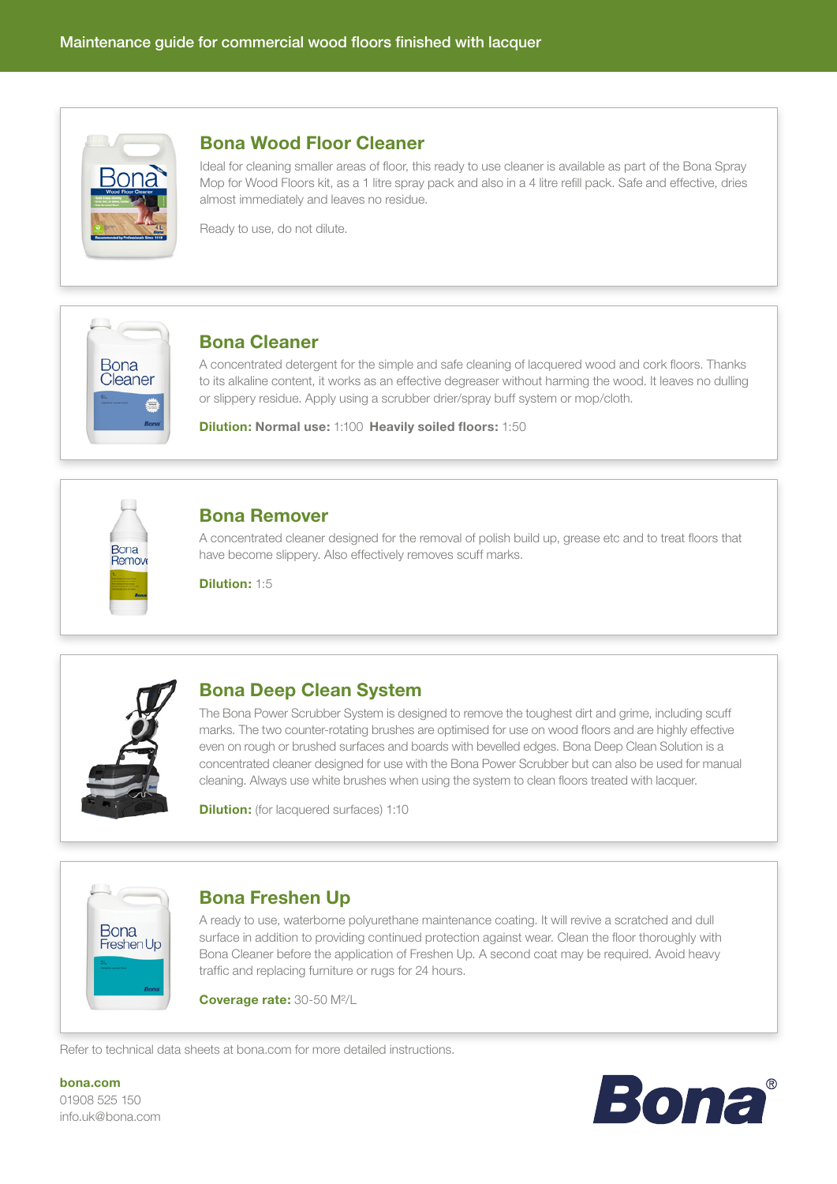# Maintenance guide for commercial wood floors finished with lacquer

## Bona Wood Floor Cleaner

Ideal for cleaning smaller areas of floor, this ready to use cleaner is available as part of the Bona Spray Mop for Wood Floors kit, as a 1 litre spray pack and also in a 4 litre refill pack. Safe and effective, dries almost immediately and leaves no residue.

Ready to use, do not dilute.

## Bona Cleaner

A concentrated detergent for the simple and safe cleaning of lacquered wood and cork floors. Thanks to its alkaline content, it works as an effective degreaser without harming the wood. It leaves no dulling or slippery residue. Apply using a scrubber drier/spray buff system or mop/cloth.

**Dilution: Normal use:** 1:100 **Heavily soiled floors:** 1:50

## Bona Remover

A concentrated cleaner designed for the removal of polish build up, grease etc and to treat floors that have become slippery. Also effectively removes scuff marks.

**Dilution:** 1:5

## Bona Deep Clean System

The Bona Power Scrubber System is designed to remove the toughest dirt and grime, including scuff marks. The two counter-rotating brushes are optimised for use on wood floors and are highly effective even on rough or brushed surfaces and boards with bevelled edges. Bona Deep Clean Solution is a concentrated cleaner designed for use with the Bona Power Scrubber but can also be used for manual cleaning. Always use white brushes when using the system to clean floors treated with lacquer.

**Dilution:** (for lacquered surfaces) 1:10

## Bona Freshen Up

A ready to use, waterborne polyurethane maintenance coating. It will revive a scratched and dull surface in addition to providing continued protection against wear. Clean the floor thoroughly with Bona Cleaner before the application of Freshen Up. A second coat may be required. Avoid heavy traffic and replacing furniture or rugs for 24 hours.

**Coverage rate:** 30-50 $M^2$/L

Refer to technical data sheets at bona.com for more detailed instructions.

**bona.com**
01908 525 150
info.uk@bona.com

Bona®